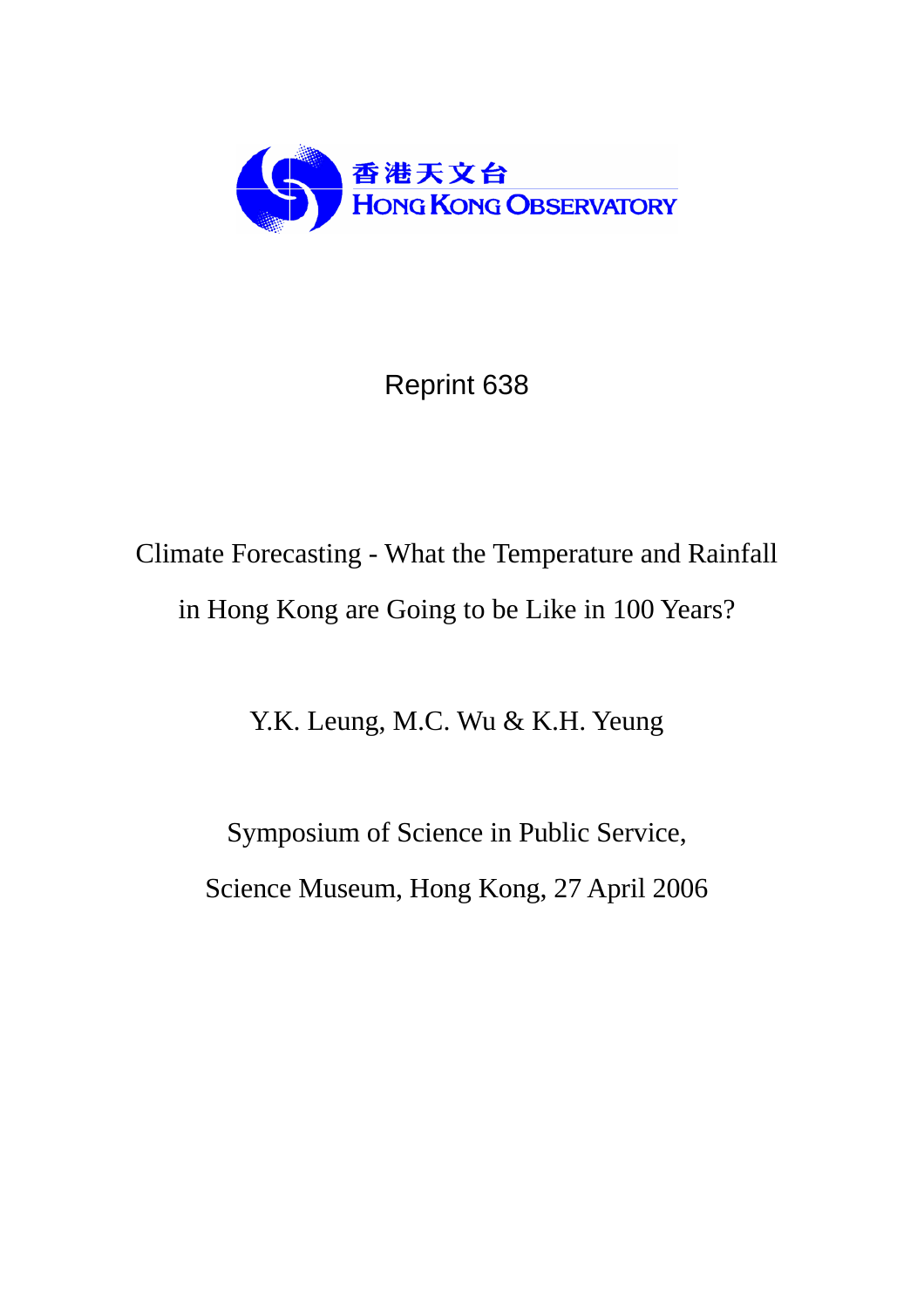香港天文台
HONG KONG OBSERVATORY

Reprint 638

# Climate Forecasting - What the Temperature and Rainfall in Hong Kong are Going to be Like in 100 Years?

Y.K. Leung, M.C. Wu & K.H. Yeung

Symposium of Science in Public Service,

Science Museum, Hong Kong, 27 April 2006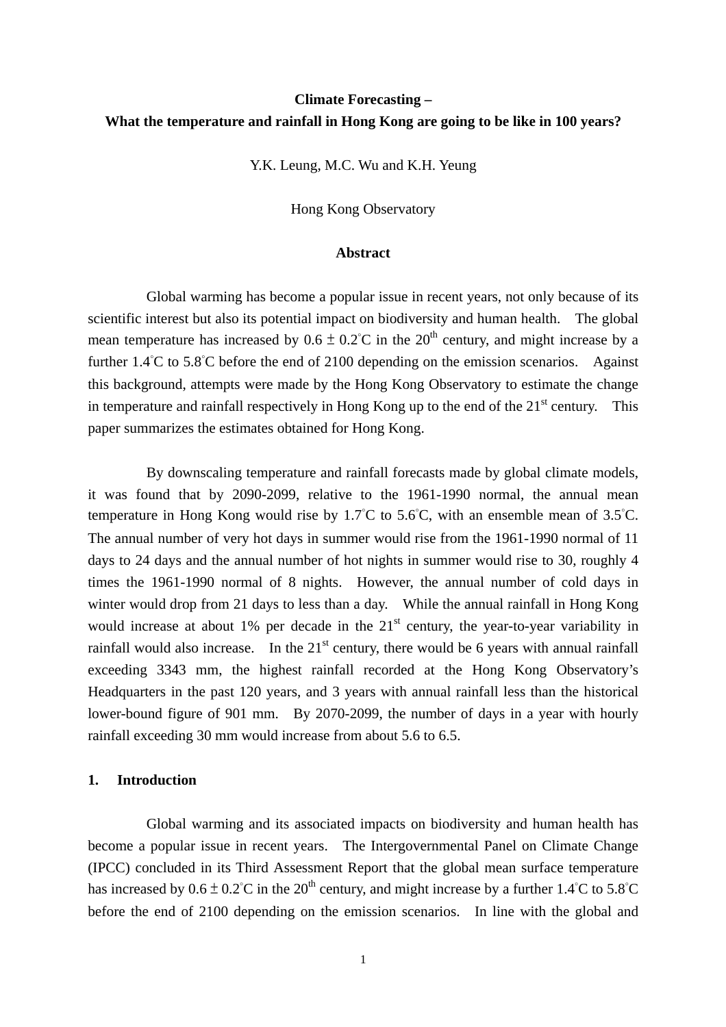**Climate Forecasting –**
**What the temperature and rainfall in Hong Kong are going to be like in 100 years?**

Y.K. Leung, M.C. Wu and K.H. Yeung

Hong Kong Observatory

**Abstract**

Global warming has become a popular issue in recent years, not only because of its scientific interest but also its potential impact on biodiversity and human health. The global mean temperature has increased by 0.6 ± 0.2°C in the 20th century, and might increase by a further 1.4°C to 5.8°C before the end of 2100 depending on the emission scenarios. Against this background, attempts were made by the Hong Kong Observatory to estimate the change in temperature and rainfall respectively in Hong Kong up to the end of the 21st century. This paper summarizes the estimates obtained for Hong Kong.

By downscaling temperature and rainfall forecasts made by global climate models, it was found that by 2090-2099, relative to the 1961-1990 normal, the annual mean temperature in Hong Kong would rise by 1.7°C to 5.6°C, with an ensemble mean of 3.5°C. The annual number of very hot days in summer would rise from the 1961-1990 normal of 11 days to 24 days and the annual number of hot nights in summer would rise to 30, roughly 4 times the 1961-1990 normal of 8 nights. However, the annual number of cold days in winter would drop from 21 days to less than a day. While the annual rainfall in Hong Kong would increase at about 1% per decade in the 21st century, the year-to-year variability in rainfall would also increase. In the 21st century, there would be 6 years with annual rainfall exceeding 3343 mm, the highest rainfall recorded at the Hong Kong Observatory's Headquarters in the past 120 years, and 3 years with annual rainfall less than the historical lower-bound figure of 901 mm. By 2070-2099, the number of days in a year with hourly rainfall exceeding 30 mm would increase from about 5.6 to 6.5.

## 1. Introduction

Global warming and its associated impacts on biodiversity and human health has become a popular issue in recent years. The Intergovernmental Panel on Climate Change (IPCC) concluded in its Third Assessment Report that the global mean surface temperature has increased by 0.6 ± 0.2°C in the 20th century, and might increase by a further 1.4°C to 5.8°C before the end of 2100 depending on the emission scenarios. In line with the global and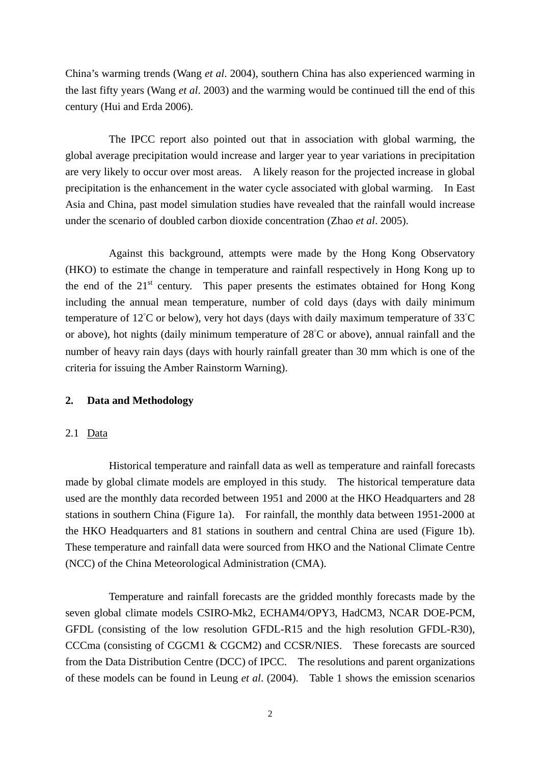China's warming trends (Wang *et al*. 2004), southern China has also experienced warming in the last fifty years (Wang *et al*. 2003) and the warming would be continued till the end of this century (Hui and Erda 2006).

The IPCC report also pointed out that in association with global warming, the global average precipitation would increase and larger year to year variations in precipitation are very likely to occur over most areas. A likely reason for the projected increase in global precipitation is the enhancement in the water cycle associated with global warming. In East Asia and China, past model simulation studies have revealed that the rainfall would increase under the scenario of doubled carbon dioxide concentration (Zhao *et al*. 2005).

Against this background, attempts were made by the Hong Kong Observatory (HKO) to estimate the change in temperature and rainfall respectively in Hong Kong up to the end of the 21st century. This paper presents the estimates obtained for Hong Kong including the annual mean temperature, number of cold days (days with daily minimum temperature of 12°C or below), very hot days (days with daily maximum temperature of 33°C or above), hot nights (daily minimum temperature of 28°C or above), annual rainfall and the number of heavy rain days (days with hourly rainfall greater than 30 mm which is one of the criteria for issuing the Amber Rainstorm Warning).

## 2. Data and Methodology

### 2.1 Data

Historical temperature and rainfall data as well as temperature and rainfall forecasts made by global climate models are employed in this study. The historical temperature data used are the monthly data recorded between 1951 and 2000 at the HKO Headquarters and 28 stations in southern China (Figure 1a). For rainfall, the monthly data between 1951-2000 at the HKO Headquarters and 81 stations in southern and central China are used (Figure 1b). These temperature and rainfall data were sourced from HKO and the National Climate Centre (NCC) of the China Meteorological Administration (CMA).

Temperature and rainfall forecasts are the gridded monthly forecasts made by the seven global climate models CSIRO-Mk2, ECHAM4/OPY3, HadCM3, NCAR DOE-PCM, GFDL (consisting of the low resolution GFDL-R15 and the high resolution GFDL-R30), CCCma (consisting of CGCM1 & CGCM2) and CCSR/NIES. These forecasts are sourced from the Data Distribution Centre (DCC) of IPCC. The resolutions and parent organizations of these models can be found in Leung *et al*. (2004). Table 1 shows the emission scenarios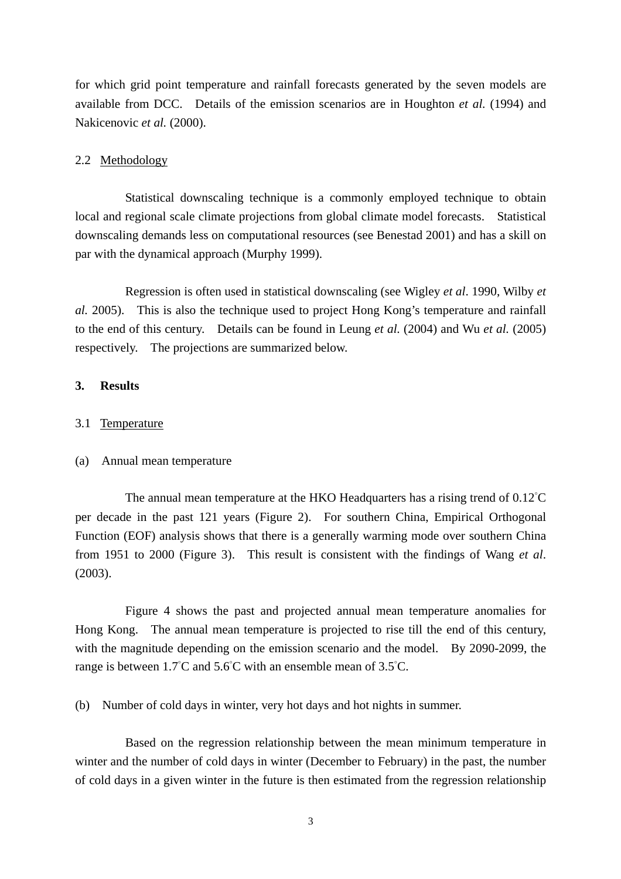for which grid point temperature and rainfall forecasts generated by the seven models are available from DCC. Details of the emission scenarios are in Houghton *et al.* (1994) and Nakicenovic *et al.* (2000).

### 2.2 Methodology

Statistical downscaling technique is a commonly employed technique to obtain local and regional scale climate projections from global climate model forecasts. Statistical downscaling demands less on computational resources (see Benestad 2001) and has a skill on par with the dynamical approach (Murphy 1999).

Regression is often used in statistical downscaling (see Wigley *et al*. 1990, Wilby *et al.* 2005). This is also the technique used to project Hong Kong's temperature and rainfall to the end of this century. Details can be found in Leung *et al.* (2004) and Wu *et al.* (2005) respectively. The projections are summarized below.

## 3. Results

### 3.1 Temperature

(a) Annual mean temperature

The annual mean temperature at the HKO Headquarters has a rising trend of 0.12°C per decade in the past 121 years (Figure 2). For southern China, Empirical Orthogonal Function (EOF) analysis shows that there is a generally warming mode over southern China from 1951 to 2000 (Figure 3). This result is consistent with the findings of Wang *et al*. (2003).

Figure 4 shows the past and projected annual mean temperature anomalies for Hong Kong. The annual mean temperature is projected to rise till the end of this century, with the magnitude depending on the emission scenario and the model. By 2090-2099, the range is between 1.7°C and 5.6°C with an ensemble mean of 3.5°C.

(b) Number of cold days in winter, very hot days and hot nights in summer.

Based on the regression relationship between the mean minimum temperature in winter and the number of cold days in winter (December to February) in the past, the number of cold days in a given winter in the future is then estimated from the regression relationship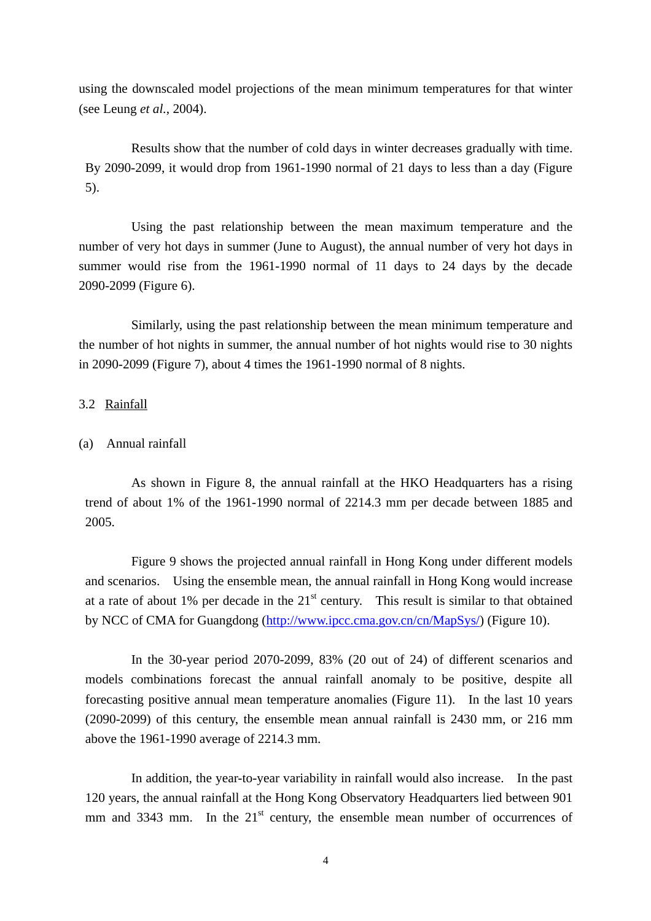using the downscaled model projections of the mean minimum temperatures for that winter (see Leung *et al.*, 2004).

Results show that the number of cold days in winter decreases gradually with time. By 2090-2099, it would drop from 1961-1990 normal of 21 days to less than a day (Figure 5).

Using the past relationship between the mean maximum temperature and the number of very hot days in summer (June to August), the annual number of very hot days in summer would rise from the 1961-1990 normal of 11 days to 24 days by the decade 2090-2099 (Figure 6).

Similarly, using the past relationship between the mean minimum temperature and the number of hot nights in summer, the annual number of hot nights would rise to 30 nights in 2090-2099 (Figure 7), about 4 times the 1961-1990 normal of 8 nights.

### 3.2 Rainfall

#### (a) Annual rainfall

As shown in Figure 8, the annual rainfall at the HKO Headquarters has a rising trend of about 1% of the 1961-1990 normal of 2214.3 mm per decade between 1885 and 2005.

Figure 9 shows the projected annual rainfall in Hong Kong under different models and scenarios. Using the ensemble mean, the annual rainfall in Hong Kong would increase at a rate of about 1% per decade in the 21st century. This result is similar to that obtained by NCC of CMA for Guangdong (http://www.ipcc.cma.gov.cn/cn/MapSys/) (Figure 10).

In the 30-year period 2070-2099, 83% (20 out of 24) of different scenarios and models combinations forecast the annual rainfall anomaly to be positive, despite all forecasting positive annual mean temperature anomalies (Figure 11). In the last 10 years (2090-2099) of this century, the ensemble mean annual rainfall is 2430 mm, or 216 mm above the 1961-1990 average of 2214.3 mm.

In addition, the year-to-year variability in rainfall would also increase. In the past 120 years, the annual rainfall at the Hong Kong Observatory Headquarters lied between 901 mm and 3343 mm. In the 21st century, the ensemble mean number of occurrences of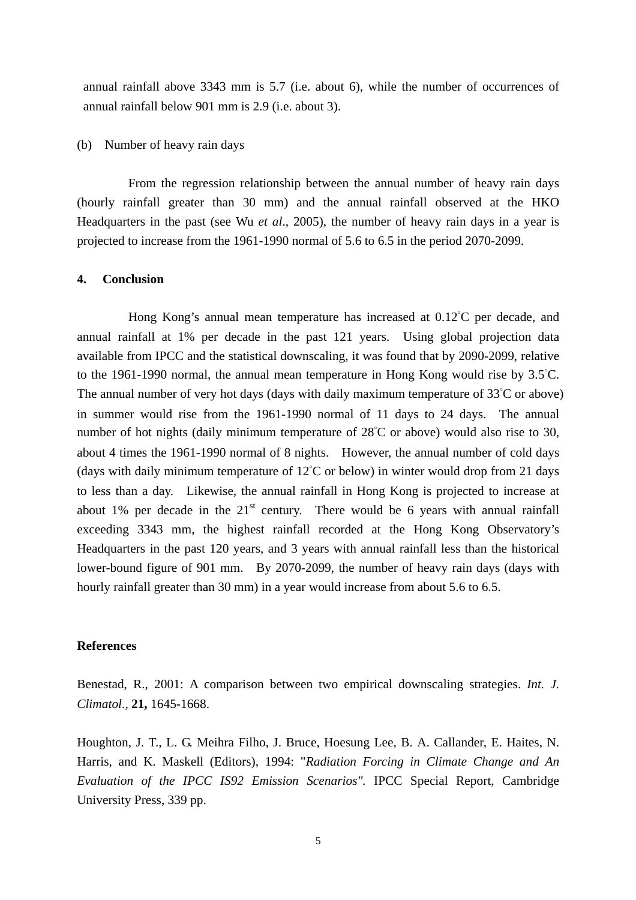annual rainfall above 3343 mm is 5.7 (i.e. about 6), while the number of occurrences of annual rainfall below 901 mm is 2.9 (i.e. about 3).

(b) Number of heavy rain days

From the regression relationship between the annual number of heavy rain days (hourly rainfall greater than 30 mm) and the annual rainfall observed at the HKO Headquarters in the past (see Wu *et al*., 2005), the number of heavy rain days in a year is projected to increase from the 1961-1990 normal of 5.6 to 6.5 in the period 2070-2099.

## 4. Conclusion

Hong Kong's annual mean temperature has increased at 0.12°C per decade, and annual rainfall at 1% per decade in the past 121 years. Using global projection data available from IPCC and the statistical downscaling, it was found that by 2090-2099, relative to the 1961-1990 normal, the annual mean temperature in Hong Kong would rise by 3.5°C. The annual number of very hot days (days with daily maximum temperature of 33°C or above) in summer would rise from the 1961-1990 normal of 11 days to 24 days. The annual number of hot nights (daily minimum temperature of 28°C or above) would also rise to 30, about 4 times the 1961-1990 normal of 8 nights. However, the annual number of cold days (days with daily minimum temperature of 12°C or below) in winter would drop from 21 days to less than a day. Likewise, the annual rainfall in Hong Kong is projected to increase at about 1% per decade in the 21st century. There would be 6 years with annual rainfall exceeding 3343 mm, the highest rainfall recorded at the Hong Kong Observatory's Headquarters in the past 120 years, and 3 years with annual rainfall less than the historical lower-bound figure of 901 mm. By 2070-2099, the number of heavy rain days (days with hourly rainfall greater than 30 mm) in a year would increase from about 5.6 to 6.5.

## References

Benestad, R., 2001: A comparison between two empirical downscaling strategies. *Int. J. Climatol*., **21,** 1645-1668.

Houghton, J. T., L. G. Meihra Filho, J. Bruce, Hoesung Lee, B. A. Callander, E. Haites, N. Harris, and K. Maskell (Editors), 1994: "*Radiation Forcing in Climate Change and An Evaluation of the IPCC IS92 Emission Scenarios".* IPCC Special Report, Cambridge University Press, 339 pp.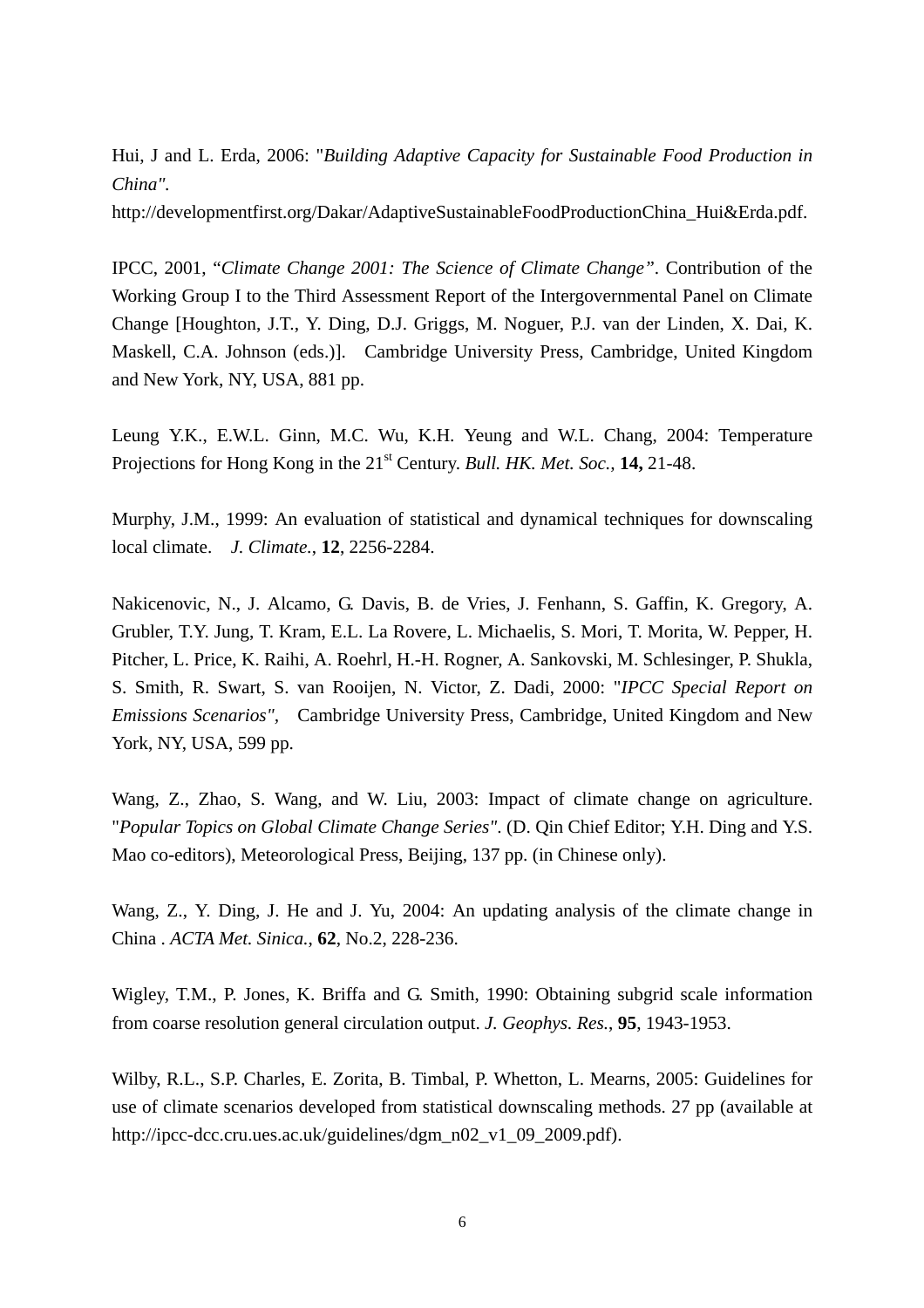Hui, J and L. Erda, 2006: "*Building Adaptive Capacity for Sustainable Food Production in China"*.
http://developmentfirst.org/Dakar/AdaptiveSustainableFoodProductionChina_Hui&Erda.pdf.

IPCC, 2001, "*Climate Change 2001: The Science of Climate Change*". Contribution of the Working Group I to the Third Assessment Report of the Intergovernmental Panel on Climate Change [Houghton, J.T., Y. Ding, D.J. Griggs, M. Noguer, P.J. van der Linden, X. Dai, K. Maskell, C.A. Johnson (eds.)]. Cambridge University Press, Cambridge, United Kingdom and New York, NY, USA, 881 pp.

Leung Y.K., E.W.L. Ginn, M.C. Wu, K.H. Yeung and W.L. Chang, 2004: Temperature Projections for Hong Kong in the 21st Century. *Bull. HK. Met. Soc.,* **14,** 21-48.

Murphy, J.M., 1999: An evaluation of statistical and dynamical techniques for downscaling local climate. *J. Climate.*, **12**, 2256-2284.

Nakicenovic, N., J. Alcamo, G. Davis, B. de Vries, J. Fenhann, S. Gaffin, K. Gregory, A. Grubler, T.Y. Jung, T. Kram, E.L. La Rovere, L. Michaelis, S. Mori, T. Morita, W. Pepper, H. Pitcher, L. Price, K. Raihi, A. Roehrl, H.-H. Rogner, A. Sankovski, M. Schlesinger, P. Shukla, S. Smith, R. Swart, S. van Rooijen, N. Victor, Z. Dadi, 2000: "*IPCC Special Report on Emissions Scenarios"*, Cambridge University Press, Cambridge, United Kingdom and New York, NY, USA, 599 pp.

Wang, Z., Zhao, S. Wang, and W. Liu, 2003: Impact of climate change on agriculture. "*Popular Topics on Global Climate Change Series"*. (D. Qin Chief Editor; Y.H. Ding and Y.S. Mao co-editors), Meteorological Press, Beijing, 137 pp. (in Chinese only).

Wang, Z., Y. Ding, J. He and J. Yu, 2004: An updating analysis of the climate change in China . *ACTA Met. Sinica.*, **62**, No.2, 228-236.

Wigley, T.M., P. Jones, K. Briffa and G. Smith, 1990: Obtaining subgrid scale information from coarse resolution general circulation output. *J. Geophys. Res.*, **95**, 1943-1953.

Wilby, R.L., S.P. Charles, E. Zorita, B. Timbal, P. Whetton, L. Mearns, 2005: Guidelines for use of climate scenarios developed from statistical downscaling methods. 27 pp (available at http://ipcc-dcc.cru.ues.ac.uk/guidelines/dgm_n02_v1_09_2009.pdf).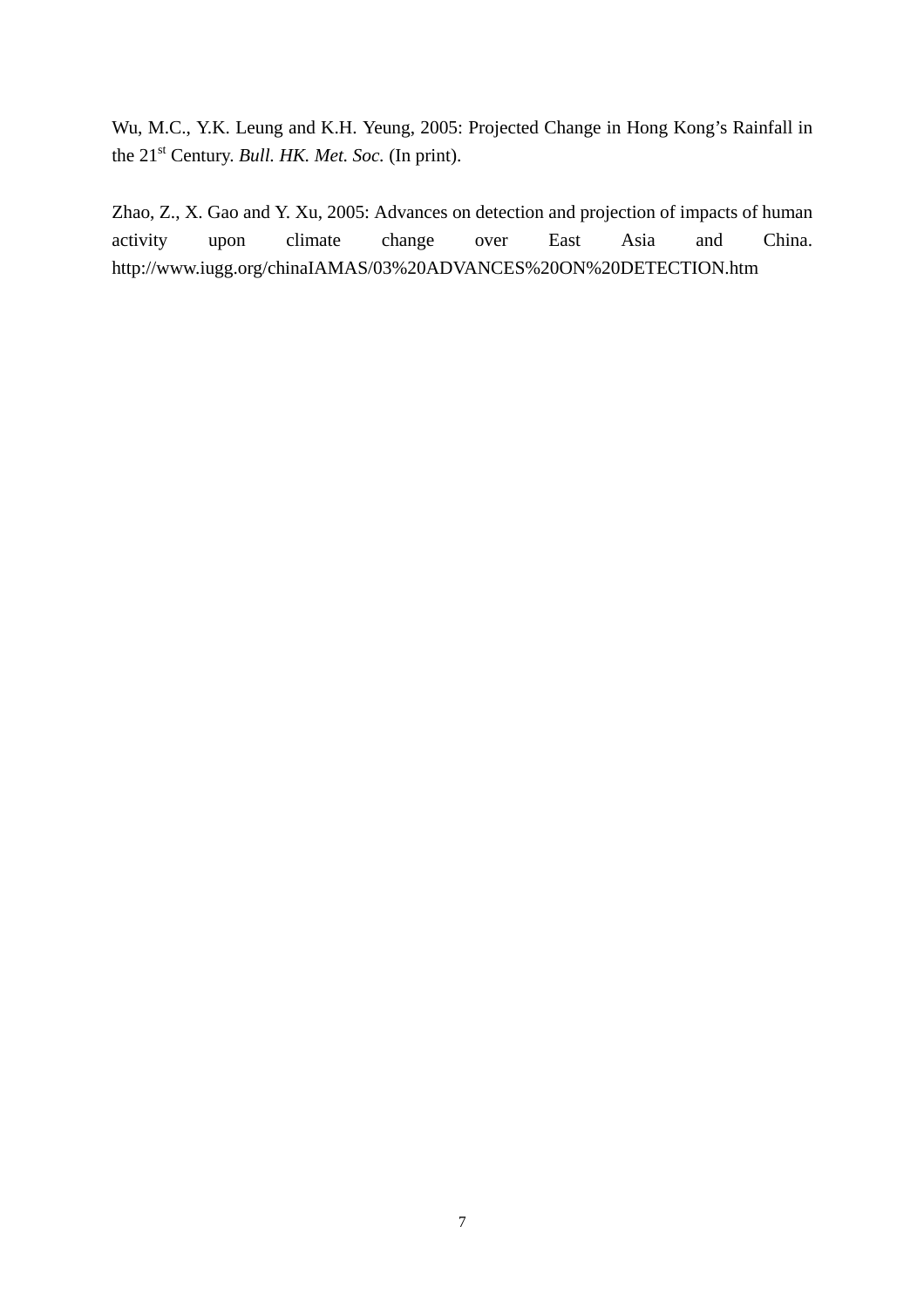Wu, M.C., Y.K. Leung and K.H. Yeung, 2005: Projected Change in Hong Kong's Rainfall in the 21st Century. *Bull. HK. Met. Soc.* (In print).

Zhao, Z., X. Gao and Y. Xu, 2005: Advances on detection and projection of impacts of human activity upon climate change over East Asia and China. http://www.iugg.org/chinaIAMAS/03%20ADVANCES%20ON%20DETECTION.htm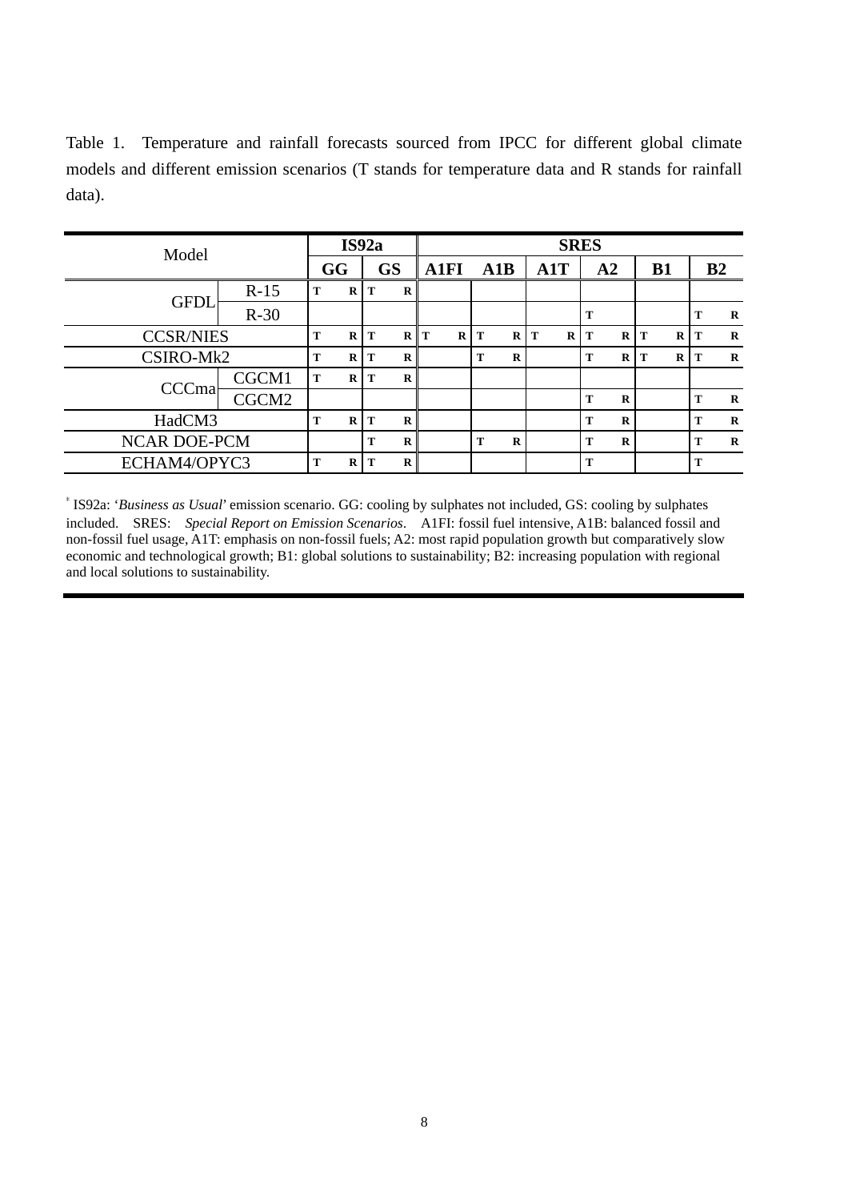Table 1. Temperature and rainfall forecasts sourced from IPCC for different global climate models and different emission scenarios (T stands for temperature data and R stands for rainfall data).

| Model | | IS92a | | SRES | | | | | |
|---|---|---|---|---|---|---|---|---|---|
| | | GG | GS | A1FI | A1B | A1T | A2 | B1 | B2 |
| GFDL | R-15 | T R | T R | | | | | | |
| | R-30 | | | | | | T | | T R |
| CCSR/NIES | | T R | T R | T R | T R | T R | T R | T R | T R |
| CSIRO-Mk2 | | T R | T R | | T R | | T R | T R | T R |
| CCCma | CGCM1 | T R | T R | | | | | | |
| | CGCM2 | | | | | | T R | | T R |
| HadCM3 | | T R | T R | | | | T R | | T R |
| NCAR DOE-PCM | | | T R | | T R | | T R | | T R |
| ECHAM4/OPYC3 | | T R | T R | | | | T | | T |

* IS92a: '*Business as Usual*' emission scenario. GG: cooling by sulphates not included, GS: cooling by sulphates included. SRES: *Special Report on Emission Scenarios*. A1FI: fossil fuel intensive, A1B: balanced fossil and non-fossil fuel usage, A1T: emphasis on non-fossil fuels; A2: most rapid population growth but comparatively slow economic and technological growth; B1: global solutions to sustainability; B2: increasing population with regional and local solutions to sustainability.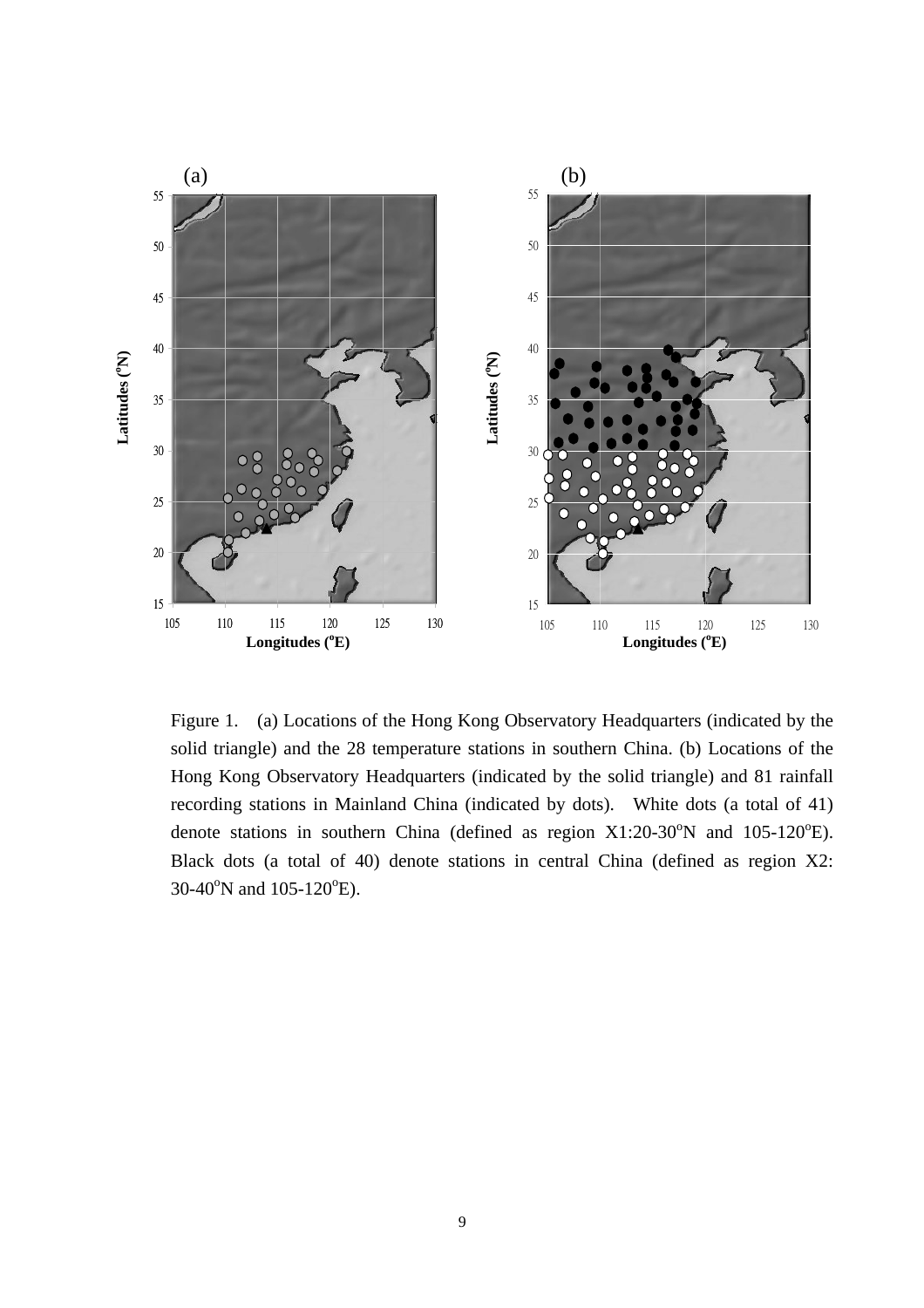Figure 1. (a) Locations of the Hong Kong Observatory Headquarters (indicated by the solid triangle) and the 28 temperature stations in southern China. (b) Locations of the Hong Kong Observatory Headquarters (indicated by the solid triangle) and 81 rainfall recording stations in Mainland China (indicated by dots). White dots (a total of 41) denote stations in southern China (defined as region X1:20-30$^{o}$N and 105-120$^{o}$E). Black dots (a total of 40) denote stations in central China (defined as region X2: 30-40$^{o}$N and 105-120$^{o}$E).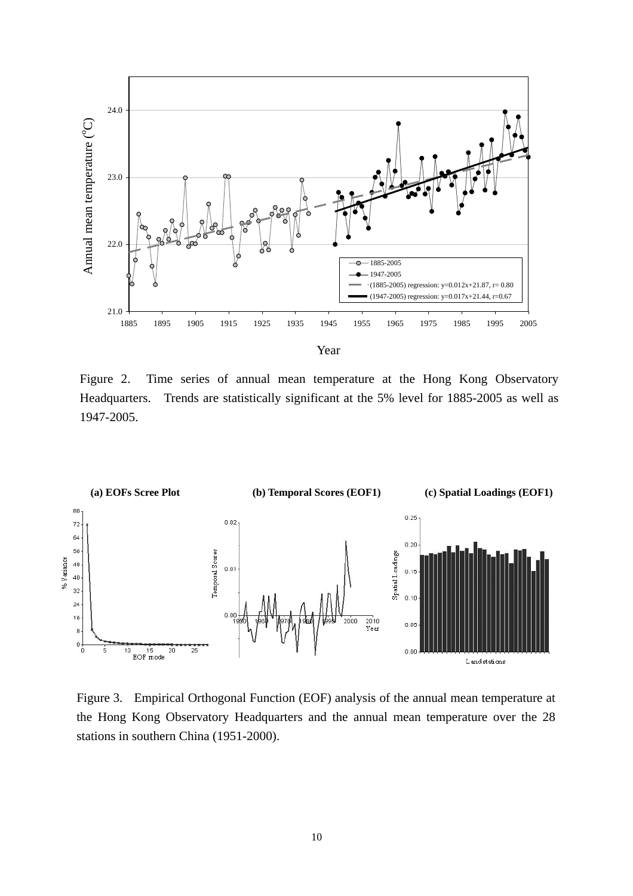Figure 2. Time series of annual mean temperature at the Hong Kong Observatory Headquarters. Trends are statistically significant at the 5% level for 1885-2005 as well as 1947-2005.

Figure 3. Empirical Orthogonal Function (EOF) analysis of the annual mean temperature at the Hong Kong Observatory Headquarters and the annual mean temperature over the 28 stations in southern China (1951-2000).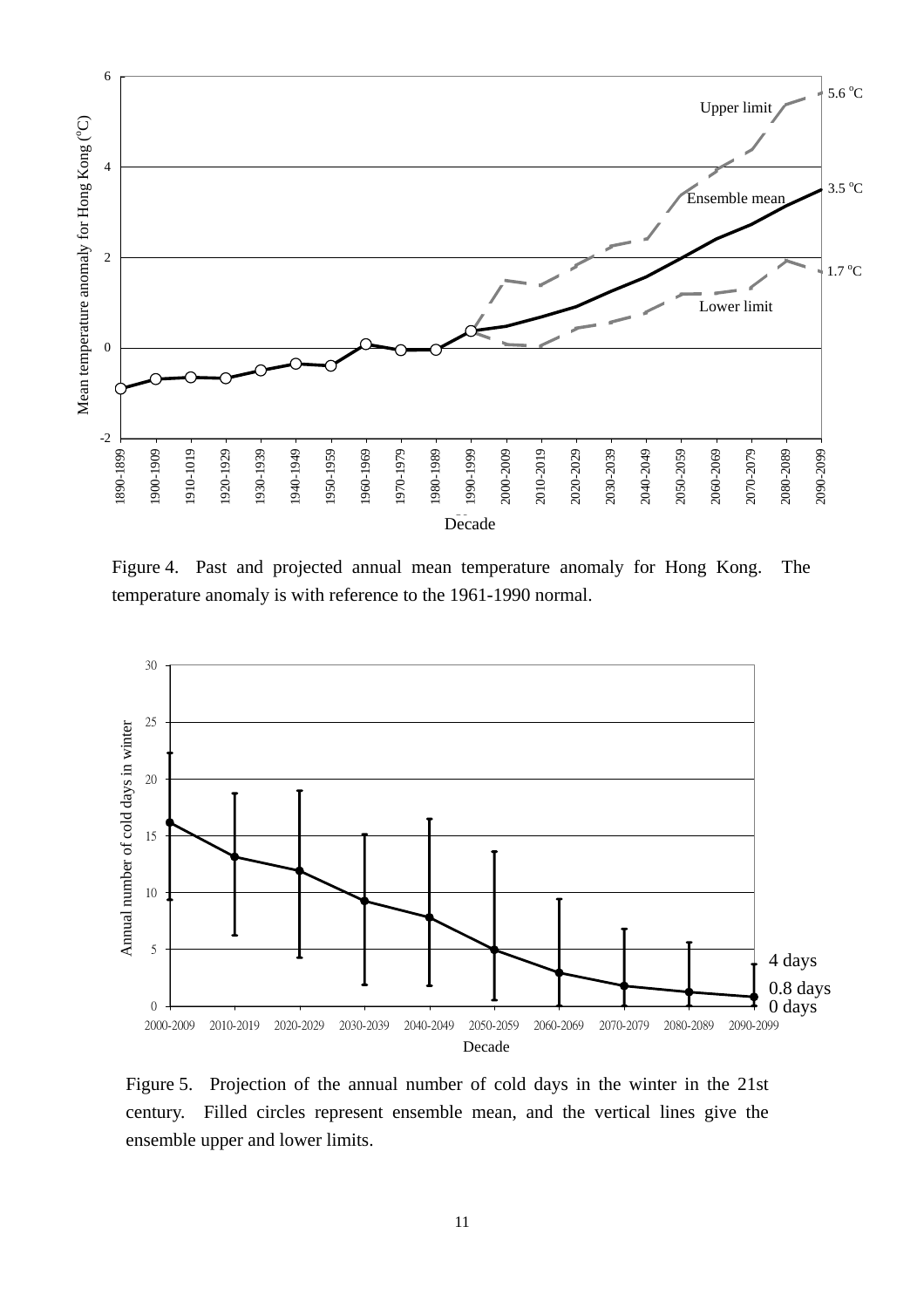Figure 4. Past and projected annual mean temperature anomaly for Hong Kong. The temperature anomaly is with reference to the 1961-1990 normal.

Figure 5. Projection of the annual number of cold days in the winter in the 21st century. Filled circles represent ensemble mean, and the vertical lines give the ensemble upper and lower limits.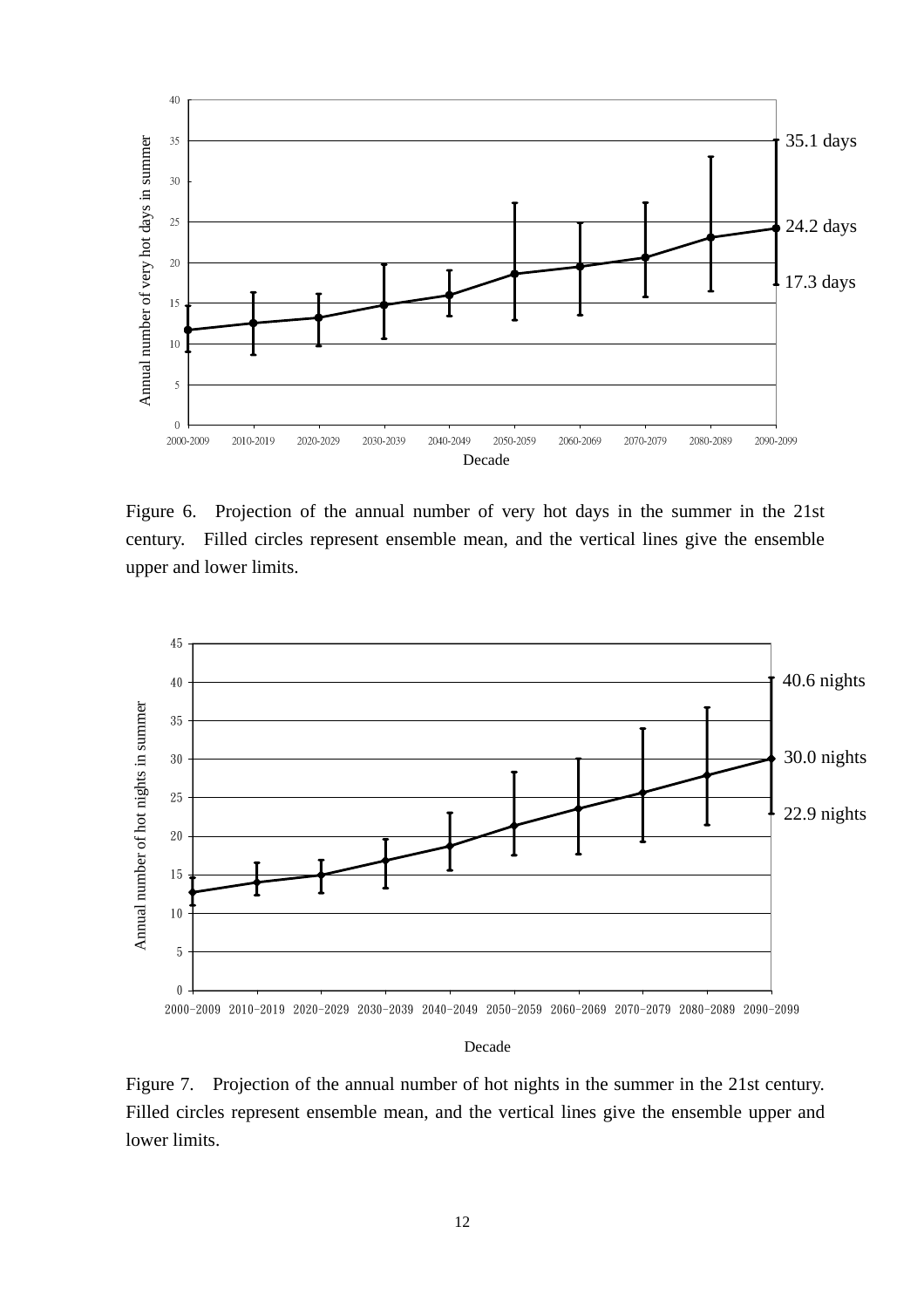Figure 6. Projection of the annual number of very hot days in the summer in the 21st century. Filled circles represent ensemble mean, and the vertical lines give the ensemble upper and lower limits.

Figure 7. Projection of the annual number of hot nights in the summer in the 21st century. Filled circles represent ensemble mean, and the vertical lines give the ensemble upper and lower limits.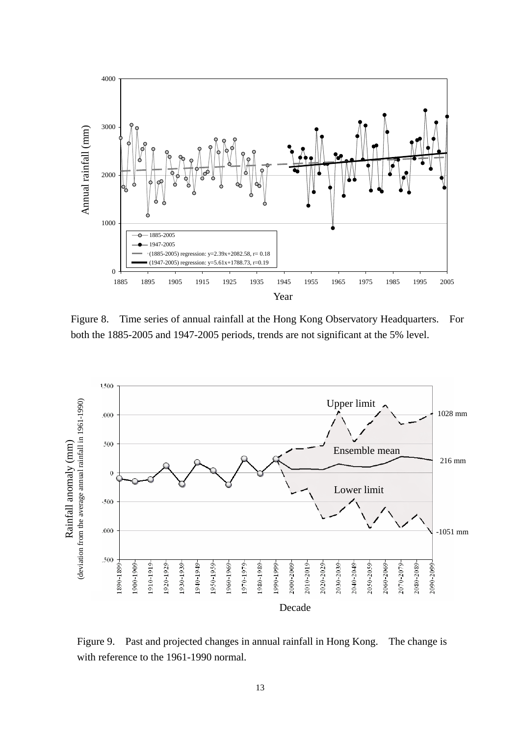Figure 8. Time series of annual rainfall at the Hong Kong Observatory Headquarters. For both the 1885-2005 and 1947-2005 periods, trends are not significant at the 5% level.

Figure 9. Past and projected changes in annual rainfall in Hong Kong. The change is with reference to the 1961-1990 normal.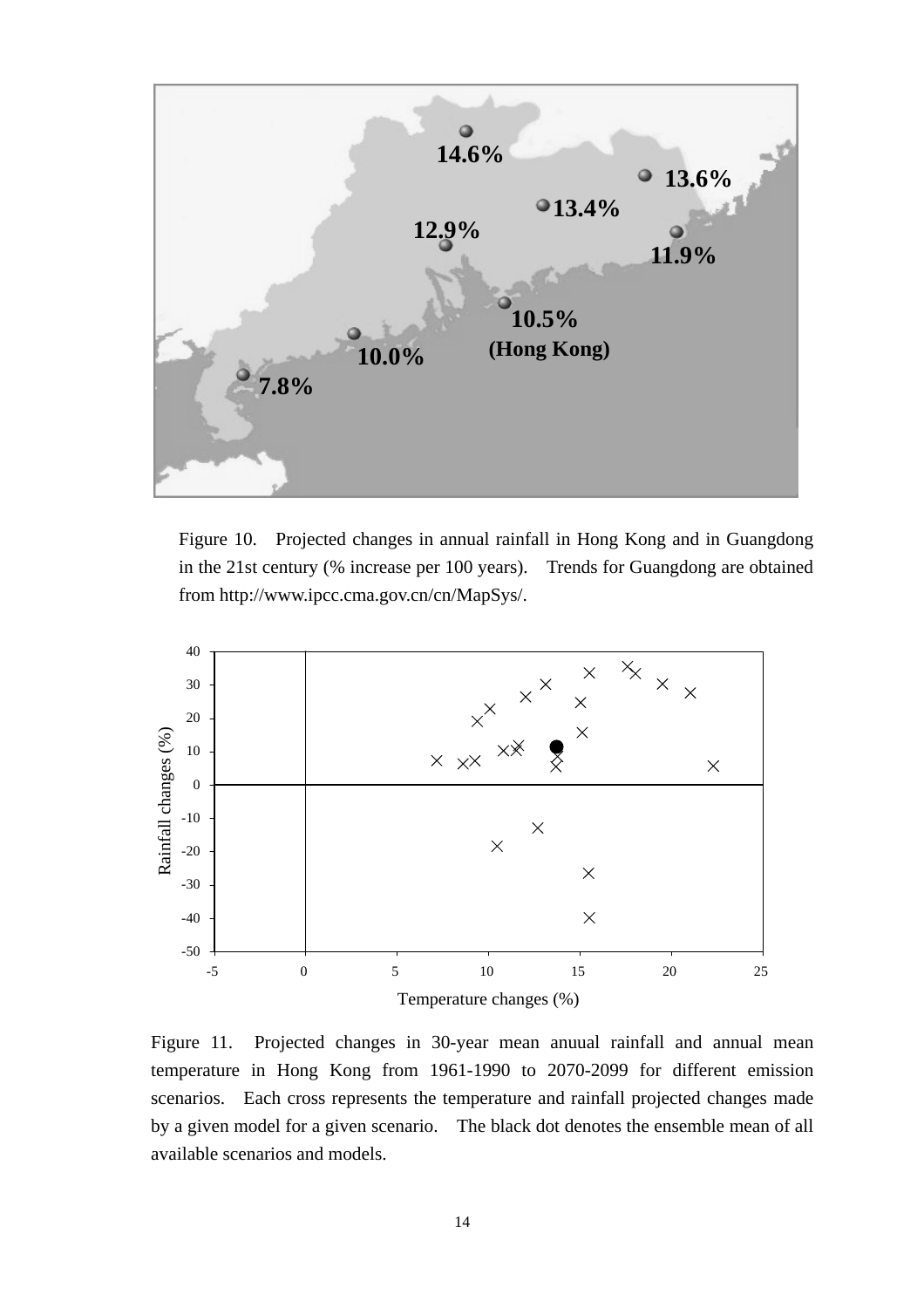14.6%

13.6%

13.4%

12.9%

11.9%

10.5%

(Hong Kong)

10.0%

7.8%

Figure 10. Projected changes in annual rainfall in Hong Kong and in Guangdong in the 21st century (% increase per 100 years). Trends for Guangdong are obtained from http://www.ipcc.cma.gov.cn/cn/MapSys/.

40
30
20
10
0
-10
-20
-30
-40
-50

Rainfall changes (%)

-5 0 5 10 15 20 25

Temperature changes (%)

Figure 11. Projected changes in 30-year mean anuual rainfall and annual mean temperature in Hong Kong from 1961-1990 to 2070-2099 for different emission scenarios. Each cross represents the temperature and rainfall projected changes made by a given model for a given scenario. The black dot denotes the ensemble mean of all available scenarios and models.